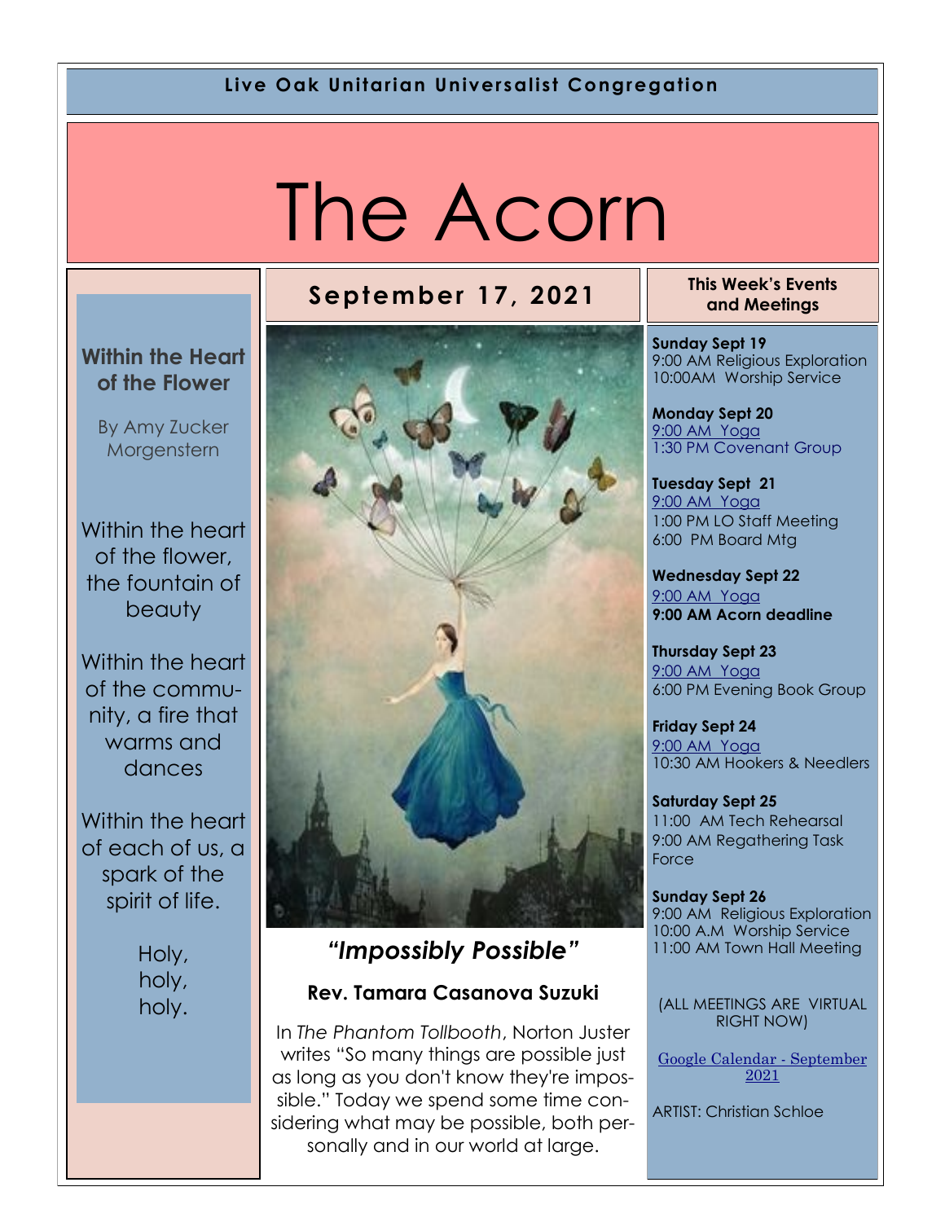**Live Oak Unitarian Universalist Congregation**

# The Acorn

## September 17, 2021

### Within the Heart of the Flower

By Amy Zucker Morgenstern

Within the heart of the flower, the fountain of beauty

Within the heart of the community, a fire that warms and dances

Within the heart of each of us, a spark of the spirit of life.

Holy, holy, holy.

## *"Impossibly Possible"*

### Rev. Tamara Casanova Suzuki

In *The Phantom Tollbooth*, Norton Juster writes "So many things are possible just as long as you don't know they're impossible." Today we spend some time considering what may be possible, both personally and in our world at large.

### This Week's Events and Meetings

**Sunday Sept 19**
9:00 AM Religious Exploration
10:00AM Worship Service

**Monday Sept 20**
9:00 AM Yoga
1:30 PM Covenant Group

**Tuesday Sept 21**
9:00 AM Yoga
1:00 PM LO Staff Meeting
6:00 PM Board Mtg

**Wednesday Sept 22**
9:00 AM Yoga
**9:00 AM Acorn deadline**

**Thursday Sept 23**
9:00 AM Yoga
6:00 PM Evening Book Group

**Friday Sept 24**
9:00 AM Yoga
10:30 AM Hookers & Needlers

**Saturday Sept 25**
11:00 AM Tech Rehearsal
9:00 AM Regathering Task Force

**Sunday Sept 26**
9:00 AM Religious Exploration
10:00 A.M Worship Service
11:00 AM Town Hall Meeting

(ALL MEETINGS ARE VIRTUAL RIGHT NOW)

Google Calendar - September 2021

ARTIST: Christian Schloe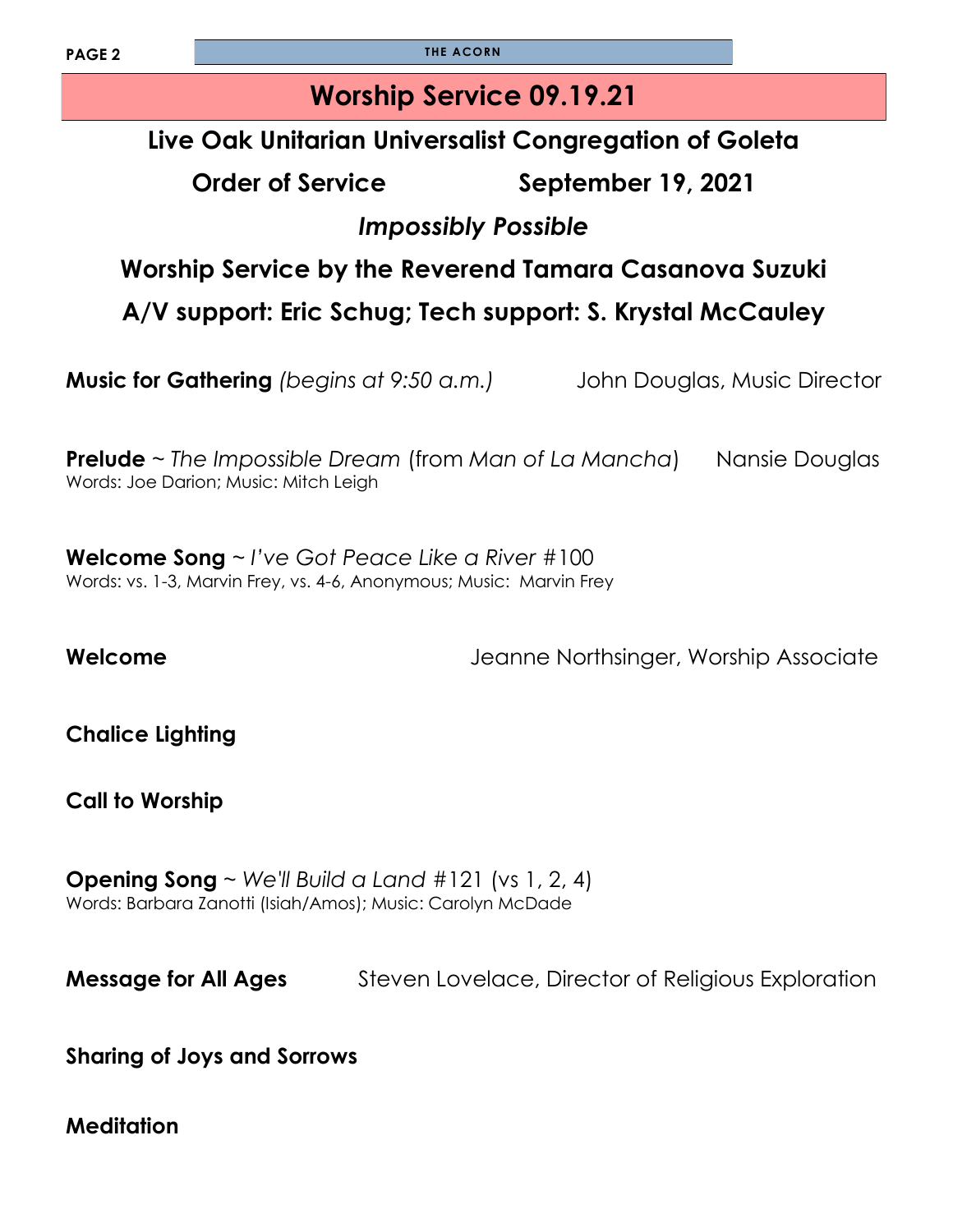# Worship Service 09.19.21

## Live Oak Unitarian Universalist Congregation of Goleta

## Order of Service September 19, 2021

## *Impossibly Possible*

## Worship Service by the Reverend Tamara Casanova Suzuki

## A/V support: Eric Schug; Tech support: S. Krystal McCauley

**Music for Gathering** *(begins at 9:50 a.m.)* John Douglas, Music Director

**Prelude** ~ *The Impossible Dream* (from *Man of La Mancha*) Nansie Douglas
Words: Joe Darion; Music: Mitch Leigh

**Welcome Song** ~ *I've Got Peace Like a River* #100
Words: vs. 1-3, Marvin Frey, vs. 4-6, Anonymous; Music: Marvin Frey

**Welcome** Jeanne Northsinger, Worship Associate

**Chalice Lighting**

**Call to Worship**

**Opening Song** ~ *We'll Build a Land* #121 (vs 1, 2, 4)
Words: Barbara Zanotti (Isiah/Amos); Music: Carolyn McDade

**Message for All Ages** Steven Lovelace, Director of Religious Exploration

**Sharing of Joys and Sorrows**

**Meditation**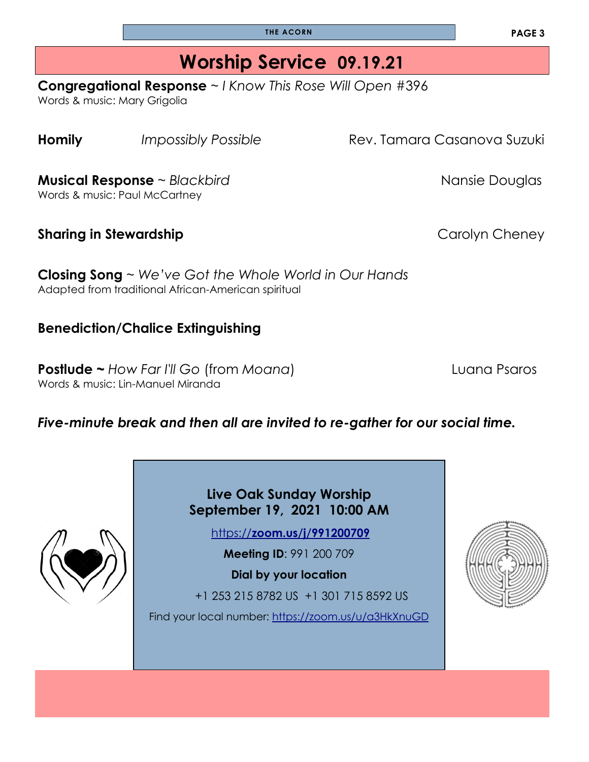# Worship Service 09.19.21

**Congregational Response** ~ *I Know This Rose Will Open* #396
Words & music: Mary Grigolia

**Homily** *Impossibly Possible* Rev. Tamara Casanova Suzuki

**Musical Response** ~ *Blackbird* Nansie Douglas
Words & music: Paul McCartney

**Sharing in Stewardship** Carolyn Cheney

**Closing Song** ~ *We've Got the Whole World in Our Hands*
Adapted from traditional African-American spiritual

**Benediction/Chalice Extinguishing**

**Postlude ~** *How Far I'll Go* (from *Moana*) Luana Psaros
Words & music: Lin-Manuel Miranda

***Five-minute break and then all are invited to re-gather for our social time.***

**Live Oak Sunday Worship**
**September 19, 2021 10:00 AM**

https://**zoom.us/j/991200709**

**Meeting ID**: 991 200 709

**Dial by your location**

+1 253 215 8782 US +1 301 715 8592 US

Find your local number: https://zoom.us/u/a3HkXnuGD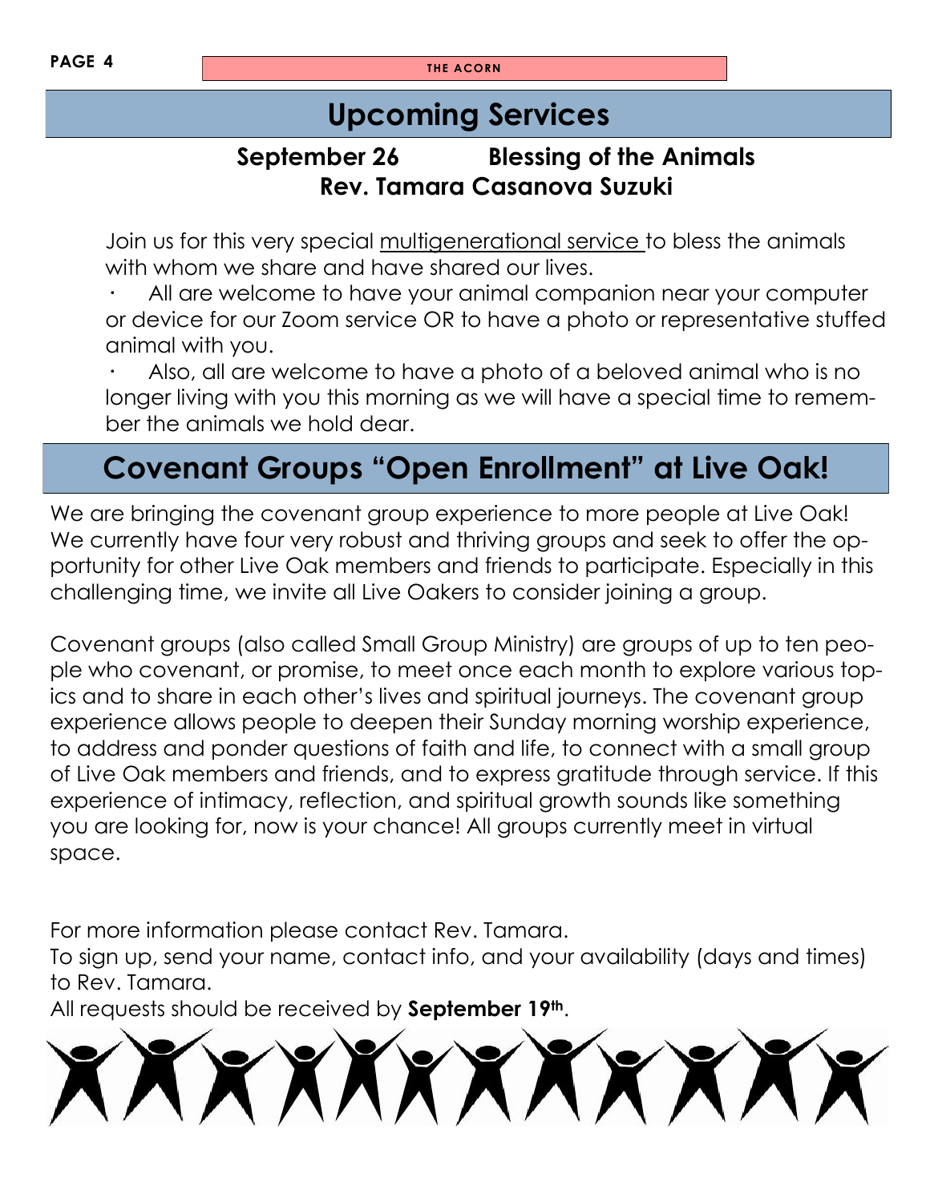## Upcoming Services

**September 26 Blessing of the Animals**
**Rev. Tamara Casanova Suzuki**

Join us for this very special multigenerational service to bless the animals with whom we share and have shared our lives.

- All are welcome to have your animal companion near your computer or device for our Zoom service OR to have a photo or representative stuffed animal with you.
- Also, all are welcome to have a photo of a beloved animal who is no longer living with you this morning as we will have a special time to remember the animals we hold dear.

## Covenant Groups “Open Enrollment” at Live Oak!

We are bringing the covenant group experience to more people at Live Oak! We currently have four very robust and thriving groups and seek to offer the opportunity for other Live Oak members and friends to participate. Especially in this challenging time, we invite all Live Oakers to consider joining a group.

Covenant groups (also called Small Group Ministry) are groups of up to ten people who covenant, or promise, to meet once each month to explore various topics and to share in each other’s lives and spiritual journeys. The covenant group experience allows people to deepen their Sunday morning worship experience, to address and ponder questions of faith and life, to connect with a small group of Live Oak members and friends, and to express gratitude through service. If this experience of intimacy, reflection, and spiritual growth sounds like something you are looking for, now is your chance! All groups currently meet in virtual space.

For more information please contact Rev. Tamara.
To sign up, send your name, contact info, and your availability (days and times) to Rev. Tamara.
All requests should be received by **September 19th**.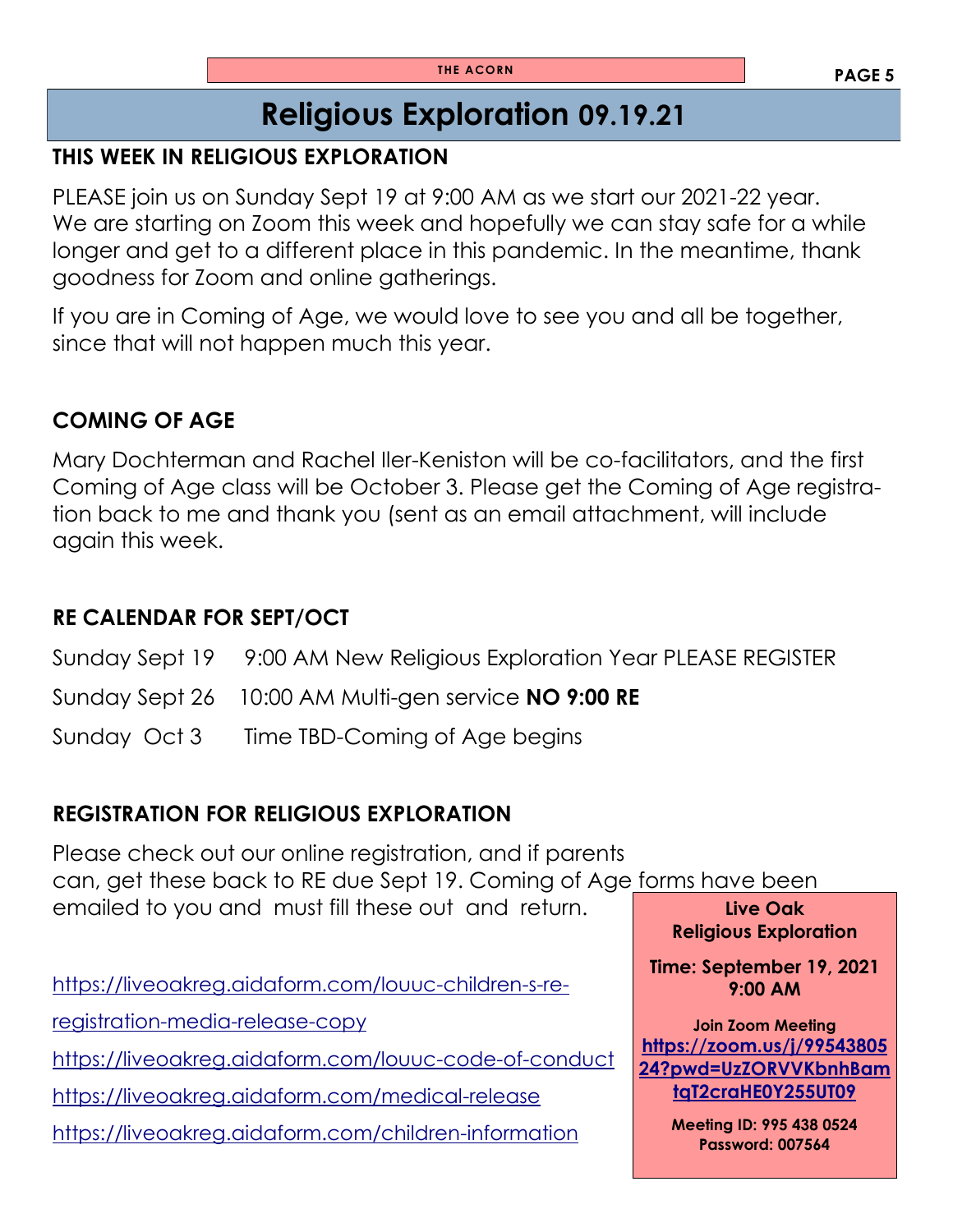# Religious Exploration 09.19.21

## THIS WEEK IN RELIGIOUS EXPLORATION

PLEASE join us on Sunday Sept 19 at 9:00 AM as we start our 2021-22 year. We are starting on Zoom this week and hopefully we can stay safe for a while longer and get to a different place in this pandemic. In the meantime, thank goodness for Zoom and online gatherings.

If you are in Coming of Age, we would love to see you and all be together, since that will not happen much this year.

## COMING OF AGE

Mary Dochterman and Rachel Iler-Keniston will be co-facilitators, and the first Coming of Age class will be October 3. Please get the Coming of Age registration back to me and thank you (sent as an email attachment, will include again this week.

## RE CALENDAR FOR SEPT/OCT

Sunday Sept 19 9:00 AM New Religious Exploration Year PLEASE REGISTER

Sunday Sept 26 10:00 AM Multi-gen service **NO 9:00 RE**

Sunday Oct 3 Time TBD-Coming of Age begins

## REGISTRATION FOR RELIGIOUS EXPLORATION

Please check out our online registration, and if parents can, get these back to RE due Sept 19. Coming of Age forms have been emailed to you and must fill these out and return.

https://liveoakreg.aidaform.com/louuc-children-s-re-registration-media-release-copy

https://liveoakreg.aidaform.com/louuc-code-of-conduct

https://liveoakreg.aidaform.com/medical-release

https://liveoakreg.aidaform.com/children-information

**Live Oak Religious Exploration**

**Time: September 19, 2021 9:00 AM**

**Join Zoom Meeting**
**https://zoom.us/j/9954380524?pwd=UzZORVVKbnhBamtqT2craHE0Y255UT09**

**Meeting ID: 995 438 0524**
**Password: 007564**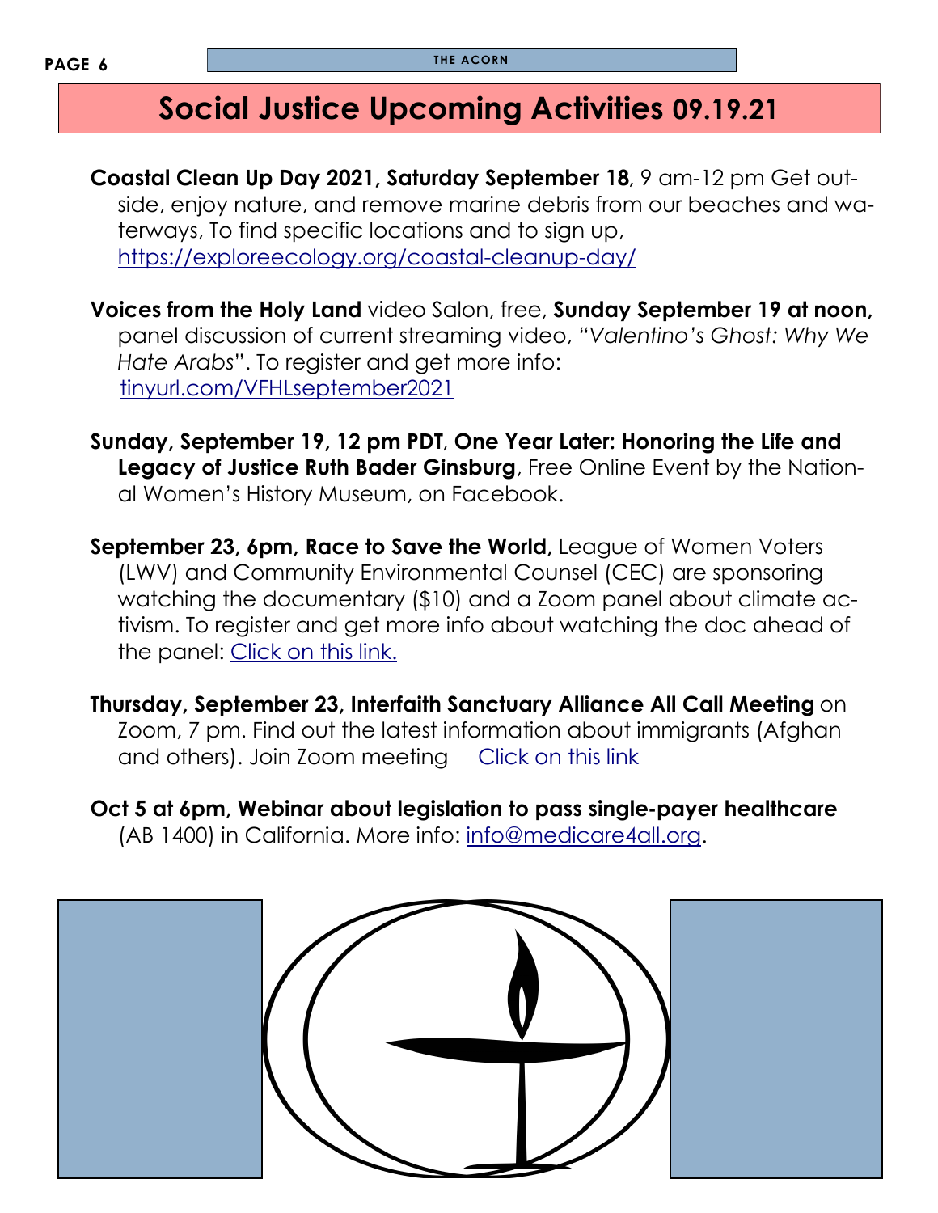# Social Justice Upcoming Activities 09.19.21

**Coastal Clean Up Day 2021, Saturday September 18**, 9 am-12 pm Get outside, enjoy nature, and remove marine debris from our beaches and waterways, To find specific locations and to sign up, https://exploreecology.org/coastal-cleanup-day/

**Voices from the Holy Land** video Salon, free, **Sunday September 19 at noon,** panel discussion of current streaming video, "*Valentino's Ghost: Why We Hate Arabs*". To register and get more info: tinyurl.com/VFHLseptember2021

**Sunday, September 19, 12 pm PDT**, **One Year Later: Honoring the Life and Legacy of Justice Ruth Bader Ginsburg**, Free Online Event by the National Women's History Museum, on Facebook.

**September 23, 6pm, Race to Save the World,** League of Women Voters (LWV) and Community Environmental Counsel (CEC) are sponsoring watching the documentary ($10) and a Zoom panel about climate activism. To register and get more info about watching the doc ahead of the panel: Click on this link.

**Thursday, September 23, Interfaith Sanctuary Alliance All Call Meeting** on Zoom, 7 pm. Find out the latest information about immigrants (Afghan and others). Join Zoom meeting Click on this link

**Oct 5 at 6pm, Webinar about legislation to pass single-payer healthcare** (AB 1400) in California. More info: info@medicare4all.org.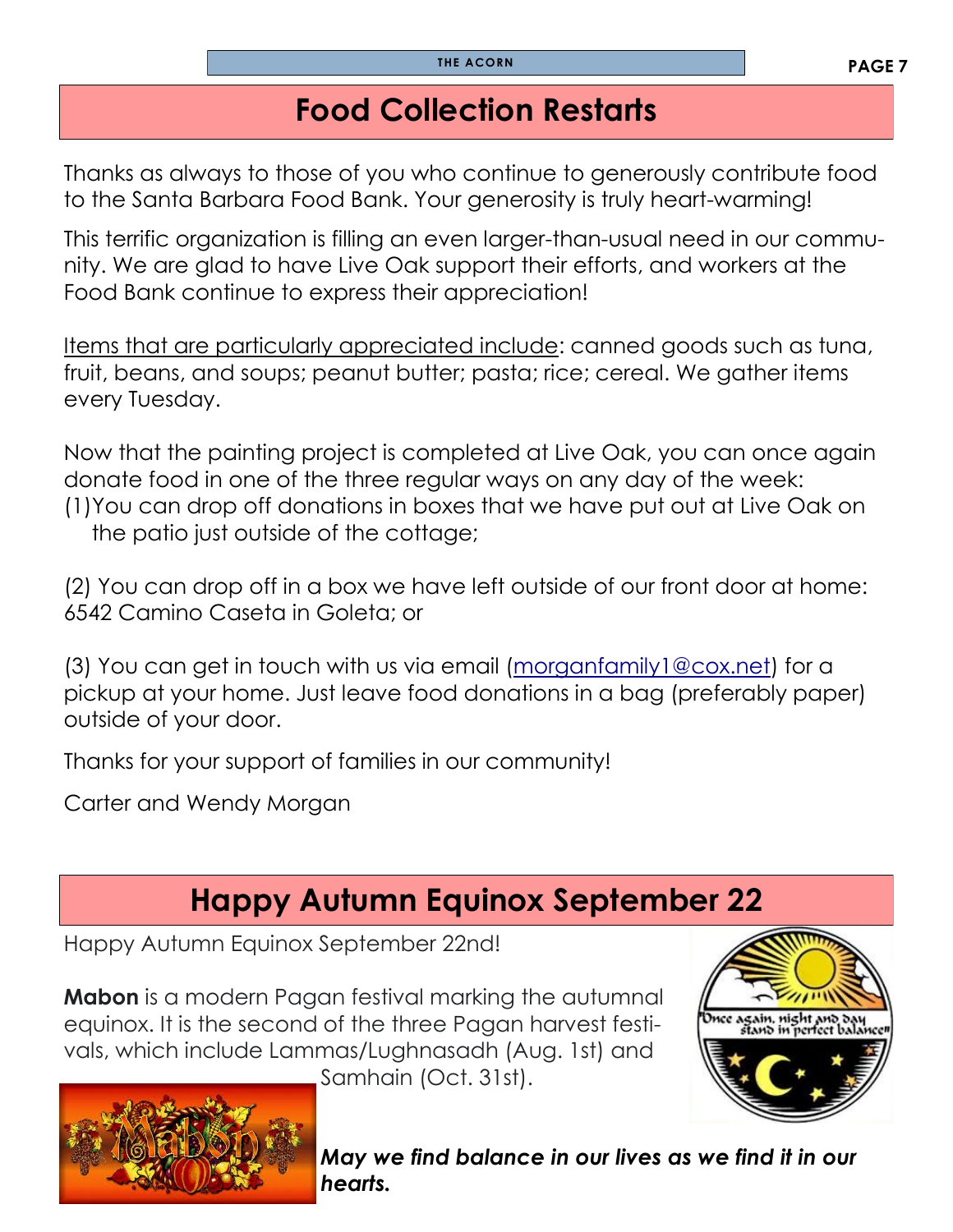# Food Collection Restarts

Thanks as always to those of you who continue to generously contribute food to the Santa Barbara Food Bank. Your generosity is truly heart-warming!

This terrific organization is filling an even larger-than-usual need in our community. We are glad to have Live Oak support their efforts, and workers at the Food Bank continue to express their appreciation!

Items that are particularly appreciated include: canned goods such as tuna, fruit, beans, and soups; peanut butter; pasta; rice; cereal. We gather items every Tuesday.

Now that the painting project is completed at Live Oak, you can once again donate food in one of the three regular ways on any day of the week:

(1) You can drop off donations in boxes that we have put out at Live Oak on the patio just outside of the cottage;

(2) You can drop off in a box we have left outside of our front door at home: 6542 Camino Caseta in Goleta; or

(3) You can get in touch with us via email (morganfamily1@cox.net) for a pickup at your home. Just leave food donations in a bag (preferably paper) outside of your door.

Thanks for your support of families in our community!

Carter and Wendy Morgan

# Happy Autumn Equinox September 22

Happy Autumn Equinox September 22nd!

**Mabon** is a modern Pagan festival marking the autumnal equinox. It is the second of the three Pagan harvest festivals, which include Lammas/Lughnasadh (Aug. 1st) and Samhain (Oct. 31st).

***May we find balance in our lives as we find it in our hearts.***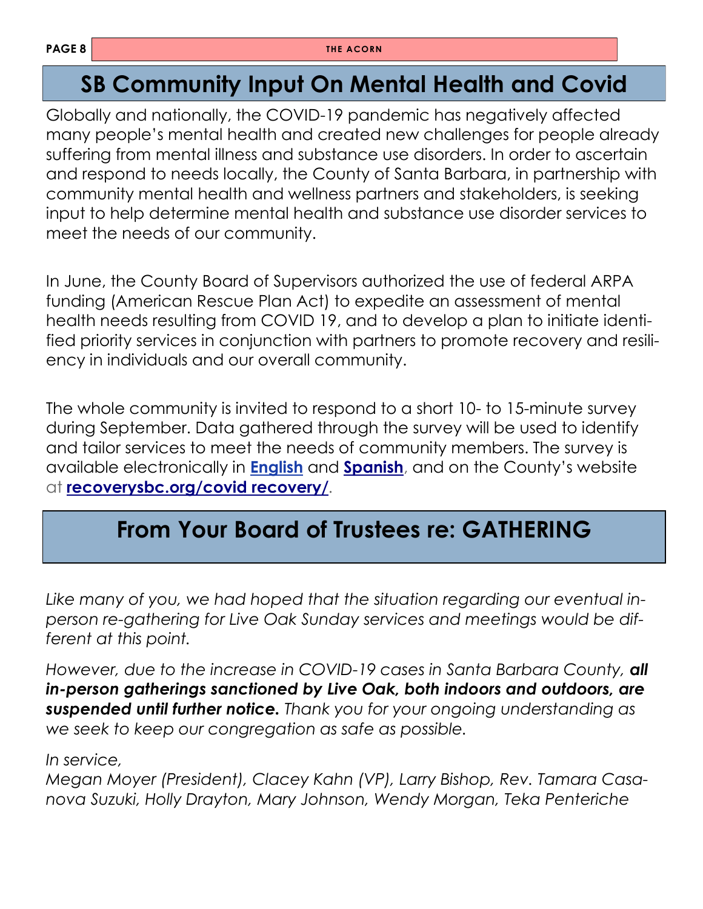## SB Community Input On Mental Health and Covid

Globally and nationally, the COVID-19 pandemic has negatively affected many people's mental health and created new challenges for people already suffering from mental illness and substance use disorders. In order to ascertain and respond to needs locally, the County of Santa Barbara, in partnership with community mental health and wellness partners and stakeholders, is seeking input to help determine mental health and substance use disorder services to meet the needs of our community.

In June, the County Board of Supervisors authorized the use of federal ARPA funding (American Rescue Plan Act) to expedite an assessment of mental health needs resulting from COVID 19, and to develop a plan to initiate identified priority services in conjunction with partners to promote recovery and resiliency in individuals and our overall community.

The whole community is invited to respond to a short 10- to 15-minute survey during September. Data gathered through the survey will be used to identify and tailor services to meet the needs of community members. The survey is available electronically in **English** and **Spanish**, and on the County's website at **recoverysbc.org/covid recovery/**.

## From Your Board of Trustees re: GATHERING

*Like many of you, we had hoped that the situation regarding our eventual in-person re-gathering for Live Oak Sunday services and meetings would be different at this point.*

*However, due to the increase in COVID-19 cases in Santa Barbara County, **all in-person gatherings sanctioned by Live Oak, both indoors and outdoors, are suspended until further notice.** Thank you for your ongoing understanding as we seek to keep our congregation as safe as possible.*

*In service,*
*Megan Moyer (President), Clacey Kahn (VP), Larry Bishop, Rev. Tamara Casanova Suzuki, Holly Drayton, Mary Johnson, Wendy Morgan, Teka Penteriche*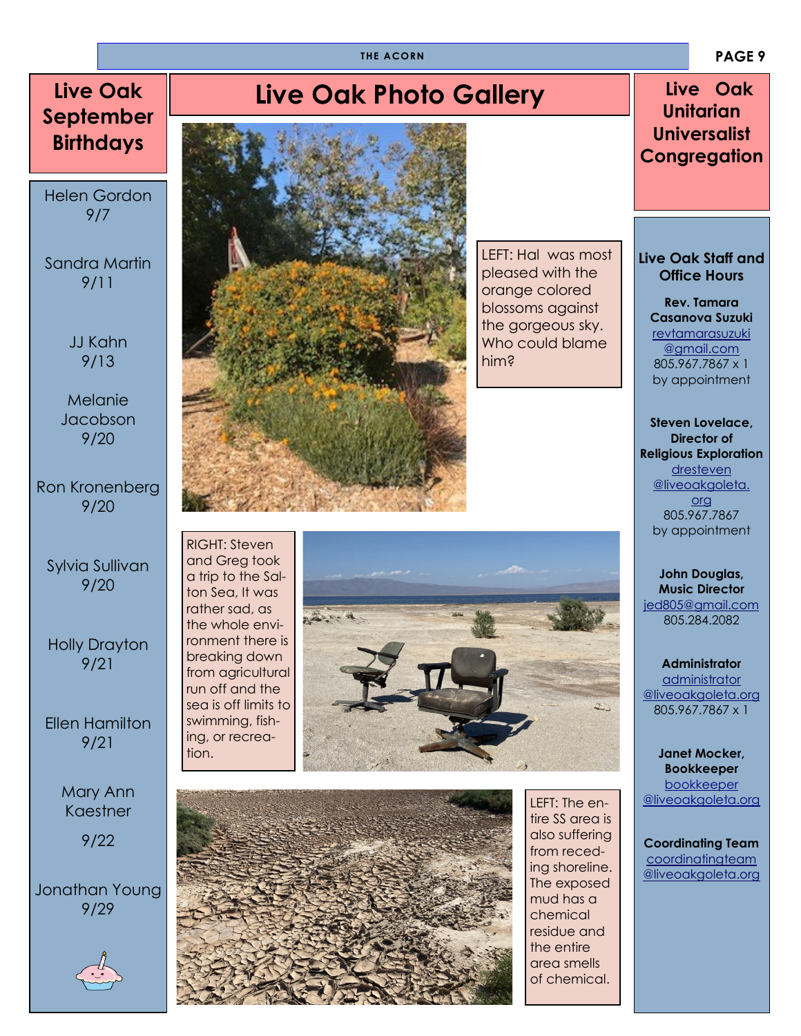## Live Oak September Birthdays

Helen Gordon
9/7

Sandra Martin
9/11

JJ Kahn
9/13

Melanie Jacobson
9/20

Ron Kronenberg
9/20

Sylvia Sullivan
9/20

Holly Drayton
9/21

Ellen Hamilton
9/21

Mary Ann Kaestner
9/22

Jonathan Young
9/29

# Live Oak Photo Gallery

LEFT: Hal was most pleased with the orange colored blossoms against the gorgeous sky. Who could blame him?

RIGHT: Steven and Greg took a trip to the Salton Sea, It was rather sad, as the whole environment there is breaking down from agricultural run off and the sea is off limits to swimming, fishing, or recreation.

LEFT: The entire SS area is also suffering from receding shoreline. The exposed mud has a chemical residue and the entire area smells of chemical.

## Live Oak Unitarian Universalist Congregation

### Live Oak Staff and Office Hours

**Rev. Tamara Casanova Suzuki**
revtamarasuzuki@gmail.com
805.967.7867 x 1
by appointment

**Steven Lovelace, Director of Religious Exploration**
dresteven@liveoakgoleta.org
805.967.7867
by appointment

**John Douglas, Music Director**
jed805@gmail.com
805.284.2082

**Administrator**
administrator@liveoakgoleta.org
805.967.7867 x 1

**Janet Mocker, Bookkeeper**
bookkeeper@liveoakgoleta.org

**Coordinating Team**
coordinatingteam@liveoakgoleta.org